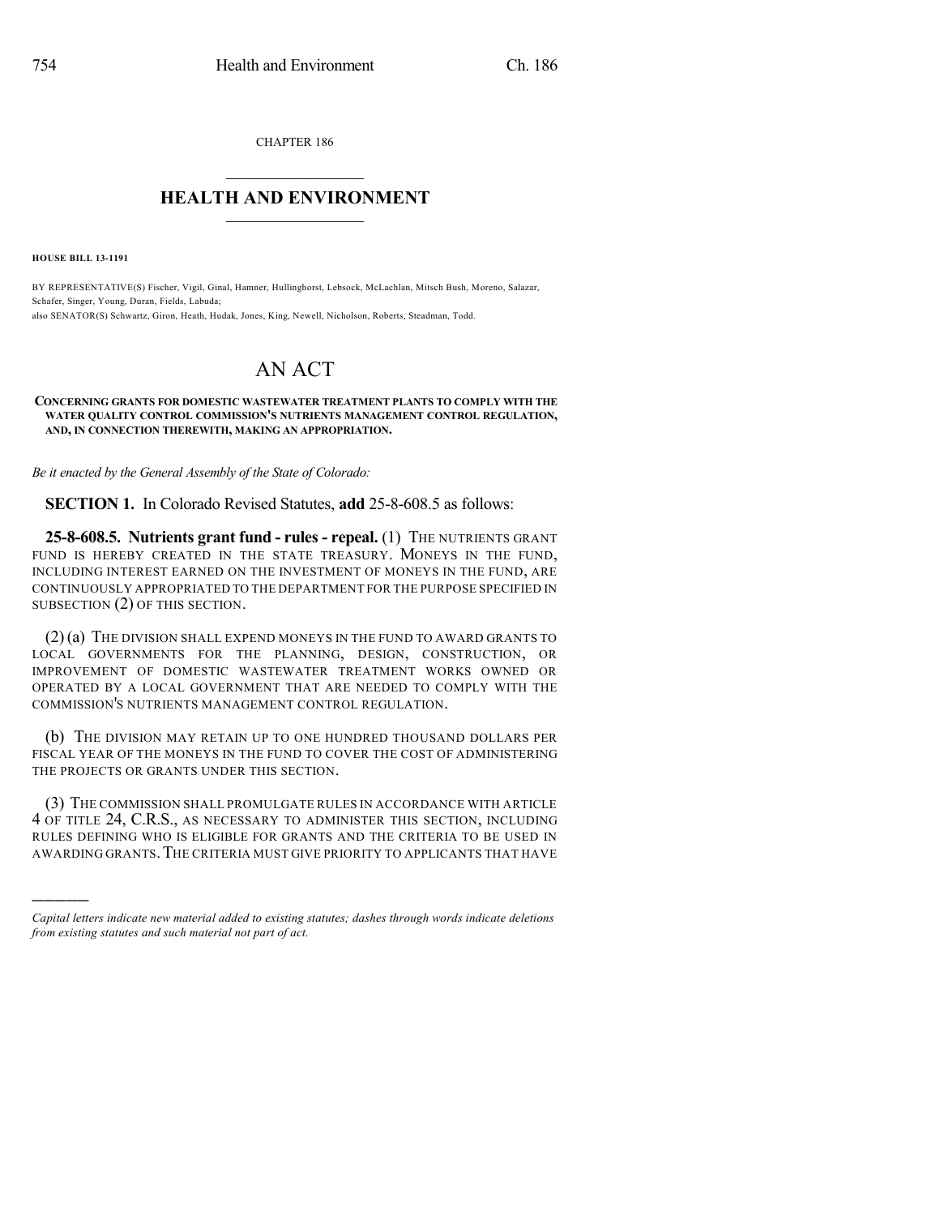CHAPTER 186

# HEALTH AND ENVIRONMENT

**HOUSE BILL 13-1191**

BY REPRESENTATIVE(S) Fischer, Vigil, Ginal, Hamner, Hullinghorst, Lebsock, McLachlan, Mitsch Bush, Moreno, Salazar, Schafer, Singer, Young, Duran, Fields, Labuda;
also SENATOR(S) Schwartz, Giron, Heath, Hudak, Jones, King, Newell, Nicholson, Roberts, Steadman, Todd.

# AN ACT

**CONCERNING GRANTS FOR DOMESTIC WASTEWATER TREATMENT PLANTS TO COMPLY WITH THE WATER QUALITY CONTROL COMMISSION'S NUTRIENTS MANAGEMENT CONTROL REGULATION, AND, IN CONNECTION THEREWITH, MAKING AN APPROPRIATION.**

*Be it enacted by the General Assembly of the State of Colorado:*

**SECTION 1.** In Colorado Revised Statutes, **add** 25-8-608.5 as follows:

**25-8-608.5. Nutrients grant fund - rules - repeal.** (1) THE NUTRIENTS GRANT FUND IS HEREBY CREATED IN THE STATE TREASURY. MONEYS IN THE FUND, INCLUDING INTEREST EARNED ON THE INVESTMENT OF MONEYS IN THE FUND, ARE CONTINUOUSLY APPROPRIATED TO THE DEPARTMENT FOR THE PURPOSE SPECIFIED IN SUBSECTION (2) OF THIS SECTION.

(2) (a) THE DIVISION SHALL EXPEND MONEYS IN THE FUND TO AWARD GRANTS TO LOCAL GOVERNMENTS FOR THE PLANNING, DESIGN, CONSTRUCTION, OR IMPROVEMENT OF DOMESTIC WASTEWATER TREATMENT WORKS OWNED OR OPERATED BY A LOCAL GOVERNMENT THAT ARE NEEDED TO COMPLY WITH THE COMMISSION'S NUTRIENTS MANAGEMENT CONTROL REGULATION.

(b) THE DIVISION MAY RETAIN UP TO ONE HUNDRED THOUSAND DOLLARS PER FISCAL YEAR OF THE MONEYS IN THE FUND TO COVER THE COST OF ADMINISTERING THE PROJECTS OR GRANTS UNDER THIS SECTION.

(3) THE COMMISSION SHALL PROMULGATE RULES IN ACCORDANCE WITH ARTICLE 4 OF TITLE 24, C.R.S., AS NECESSARY TO ADMINISTER THIS SECTION, INCLUDING RULES DEFINING WHO IS ELIGIBLE FOR GRANTS AND THE CRITERIA TO BE USED IN AWARDING GRANTS. THE CRITERIA MUST GIVE PRIORITY TO APPLICANTS THAT HAVE

---

*Capital letters indicate new material added to existing statutes; dashes through words indicate deletions from existing statutes and such material not part of act.*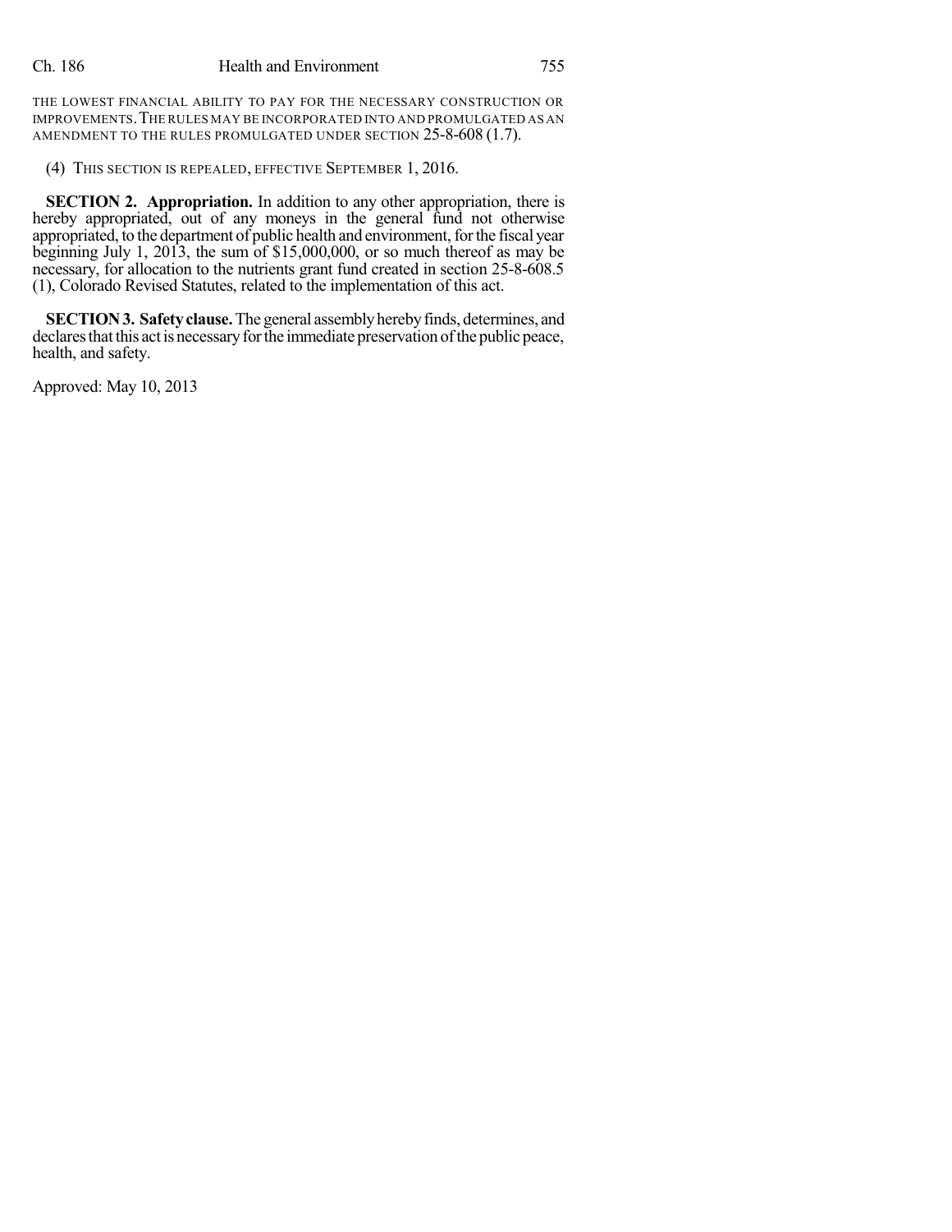THE LOWEST FINANCIAL ABILITY TO PAY FOR THE NECESSARY CONSTRUCTION OR IMPROVEMENTS. THE RULES MAY BE INCORPORATED INTO AND PROMULGATED AS AN AMENDMENT TO THE RULES PROMULGATED UNDER SECTION 25-8-608 (1.7).

(4) THIS SECTION IS REPEALED, EFFECTIVE SEPTEMBER 1, 2016.

**SECTION 2. Appropriation.** In addition to any other appropriation, there is hereby appropriated, out of any moneys in the general fund not otherwise appropriated, to the department of public health and environment, for the fiscal year beginning July 1, 2013, the sum of $15,000,000, or so much thereof as may be necessary, for allocation to the nutrients grant fund created in section 25-8-608.5 (1), Colorado Revised Statutes, related to the implementation of this act.

**SECTION 3. Safety clause.** The general assembly hereby finds, determines, and declares that this act is necessary for the immediate preservation of the public peace, health, and safety.

Approved: May 10, 2013